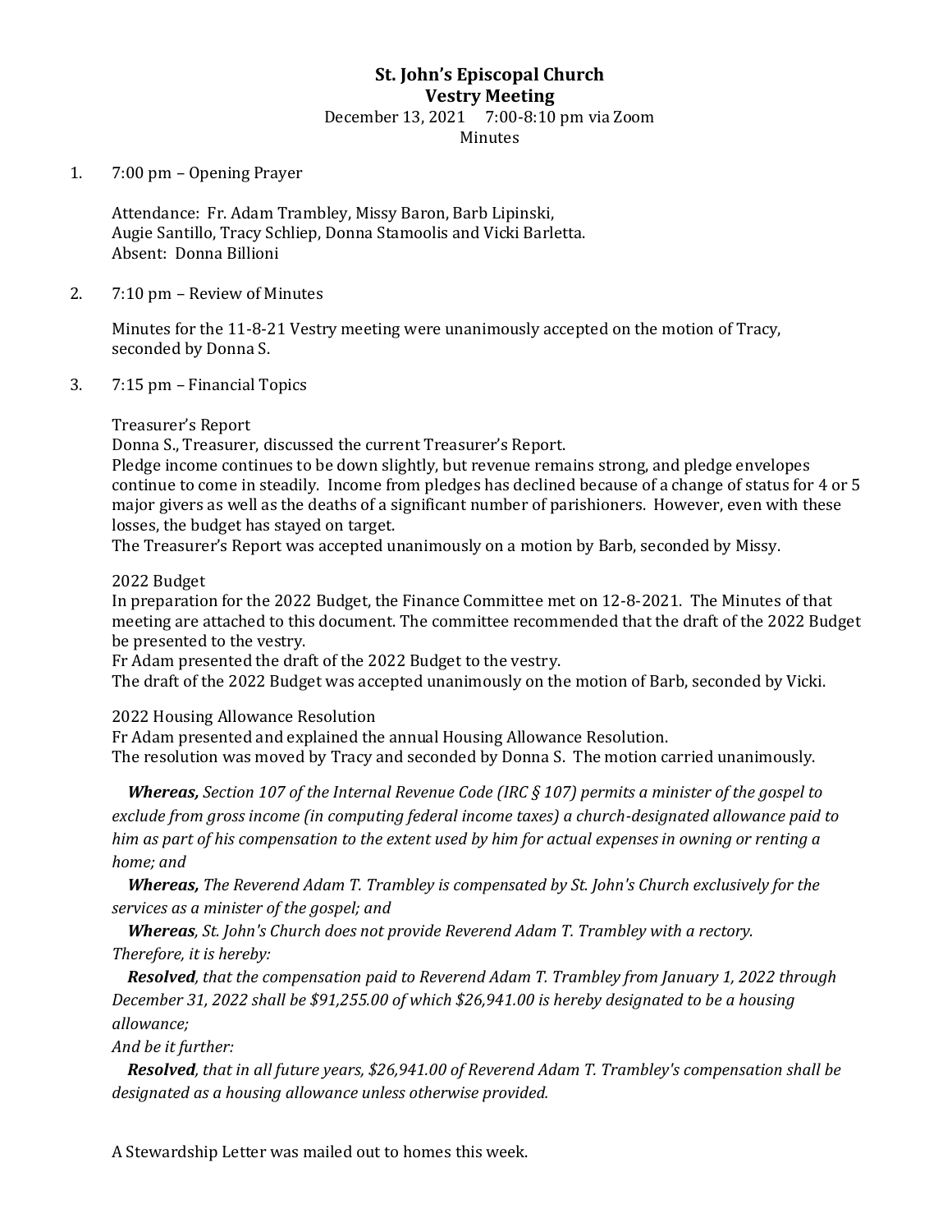# St. John's Episcopal Church
## Vestry Meeting

December 13, 2021 7:00-8:10 pm via Zoom
Minutes

1. 7:00 pm – Opening Prayer

   Attendance: Fr. Adam Trambley, Missy Baron, Barb Lipinski, Augie Santillo, Tracy Schliep, Donna Stamoolis and Vicki Barletta.
   Absent: Donna Billioni

2. 7:10 pm – Review of Minutes

   Minutes for the 11-8-21 Vestry meeting were unanimously accepted on the motion of Tracy, seconded by Donna S.

3. 7:15 pm – Financial Topics

   Treasurer's Report
   Donna S., Treasurer, discussed the current Treasurer's Report.
   Pledge income continues to be down slightly, but revenue remains strong, and pledge envelopes continue to come in steadily. Income from pledges has declined because of a change of status for 4 or 5 major givers as well as the deaths of a significant number of parishioners. However, even with these losses, the budget has stayed on target.
   The Treasurer's Report was accepted unanimously on a motion by Barb, seconded by Missy.

   2022 Budget
   In preparation for the 2022 Budget, the Finance Committee met on 12-8-2021. The Minutes of that meeting are attached to this document. The committee recommended that the draft of the 2022 Budget be presented to the vestry.
   Fr Adam presented the draft of the 2022 Budget to the vestry.
   The draft of the 2022 Budget was accepted unanimously on the motion of Barb, seconded by Vicki.

   2022 Housing Allowance Resolution
   Fr Adam presented and explained the annual Housing Allowance Resolution.
   The resolution was moved by Tracy and seconded by Donna S. The motion carried unanimously.

   ***Whereas,*** *Section 107 of the Internal Revenue Code (IRC § 107) permits a minister of the gospel to exclude from gross income (in computing federal income taxes) a church-designated allowance paid to him as part of his compensation to the extent used by him for actual expenses in owning or renting a home; and*

   ***Whereas,*** *The Reverend Adam T. Trambley is compensated by St. John's Church exclusively for the services as a minister of the gospel; and*

   ***Whereas****, St. John's Church does not provide Reverend Adam T. Trambley with a rectory.*
   *Therefore, it is hereby:*

   ***Resolved****, that the compensation paid to Reverend Adam T. Trambley from January 1, 2022 through December 31, 2022 shall be $91,255.00 of which $26,941.00 is hereby designated to be a housing allowance;*
   *And be it further:*

   ***Resolved****, that in all future years, $26,941.00 of Reverend Adam T. Trambley's compensation shall be designated as a housing allowance unless otherwise provided.*

   A Stewardship Letter was mailed out to homes this week.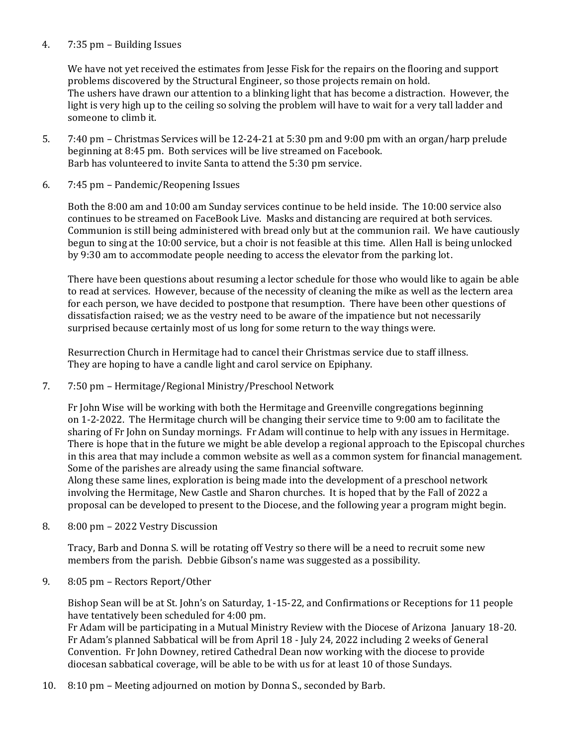4. 7:35 pm – Building Issues

   We have not yet received the estimates from Jesse Fisk for the repairs on the flooring and support problems discovered by the Structural Engineer, so those projects remain on hold.
   The ushers have drawn our attention to a blinking light that has become a distraction. However, the light is very high up to the ceiling so solving the problem will have to wait for a very tall ladder and someone to climb it.

5. 7:40 pm – Christmas Services will be 12-24-21 at 5:30 pm and 9:00 pm with an organ/harp prelude beginning at 8:45 pm. Both services will be live streamed on Facebook.
   Barb has volunteered to invite Santa to attend the 5:30 pm service.

6. 7:45 pm – Pandemic/Reopening Issues

   Both the 8:00 am and 10:00 am Sunday services continue to be held inside. The 10:00 service also continues to be streamed on FaceBook Live. Masks and distancing are required at both services. Communion is still being administered with bread only but at the communion rail. We have cautiously begun to sing at the 10:00 service, but a choir is not feasible at this time. Allen Hall is being unlocked by 9:30 am to accommodate people needing to access the elevator from the parking lot.

   There have been questions about resuming a lector schedule for those who would like to again be able to read at services. However, because of the necessity of cleaning the mike as well as the lectern area for each person, we have decided to postpone that resumption. There have been other questions of dissatisfaction raised; we as the vestry need to be aware of the impatience but not necessarily surprised because certainly most of us long for some return to the way things were.

   Resurrection Church in Hermitage had to cancel their Christmas service due to staff illness. They are hoping to have a candle light and carol service on Epiphany.

7. 7:50 pm – Hermitage/Regional Ministry/Preschool Network

   Fr John Wise will be working with both the Hermitage and Greenville congregations beginning on 1-2-2022. The Hermitage church will be changing their service time to 9:00 am to facilitate the sharing of Fr John on Sunday mornings. Fr Adam will continue to help with any issues in Hermitage. There is hope that in the future we might be able develop a regional approach to the Episcopal churches in this area that may include a common website as well as a common system for financial management. Some of the parishes are already using the same financial software.
   Along these same lines, exploration is being made into the development of a preschool network involving the Hermitage, New Castle and Sharon churches. It is hoped that by the Fall of 2022 a proposal can be developed to present to the Diocese, and the following year a program might begin.

8. 8:00 pm – 2022 Vestry Discussion

   Tracy, Barb and Donna S. will be rotating off Vestry so there will be a need to recruit some new members from the parish. Debbie Gibson's name was suggested as a possibility.

9. 8:05 pm – Rectors Report/Other

   Bishop Sean will be at St. John's on Saturday, 1-15-22, and Confirmations or Receptions for 11 people have tentatively been scheduled for 4:00 pm.
   Fr Adam will be participating in a Mutual Ministry Review with the Diocese of Arizona January 18-20.
   Fr Adam's planned Sabbatical will be from April 18 - July 24, 2022 including 2 weeks of General Convention. Fr John Downey, retired Cathedral Dean now working with the diocese to provide diocesan sabbatical coverage, will be able to be with us for at least 10 of those Sundays.

10. 8:10 pm – Meeting adjourned on motion by Donna S., seconded by Barb.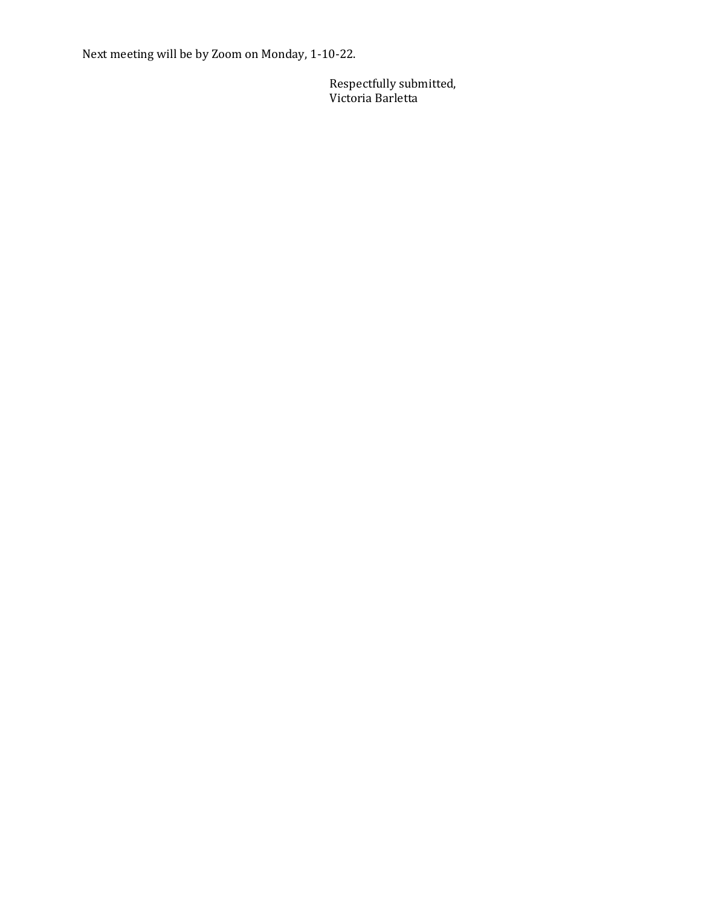Next meeting will be by Zoom on Monday, 1-10-22.

Respectfully submitted,
Victoria Barletta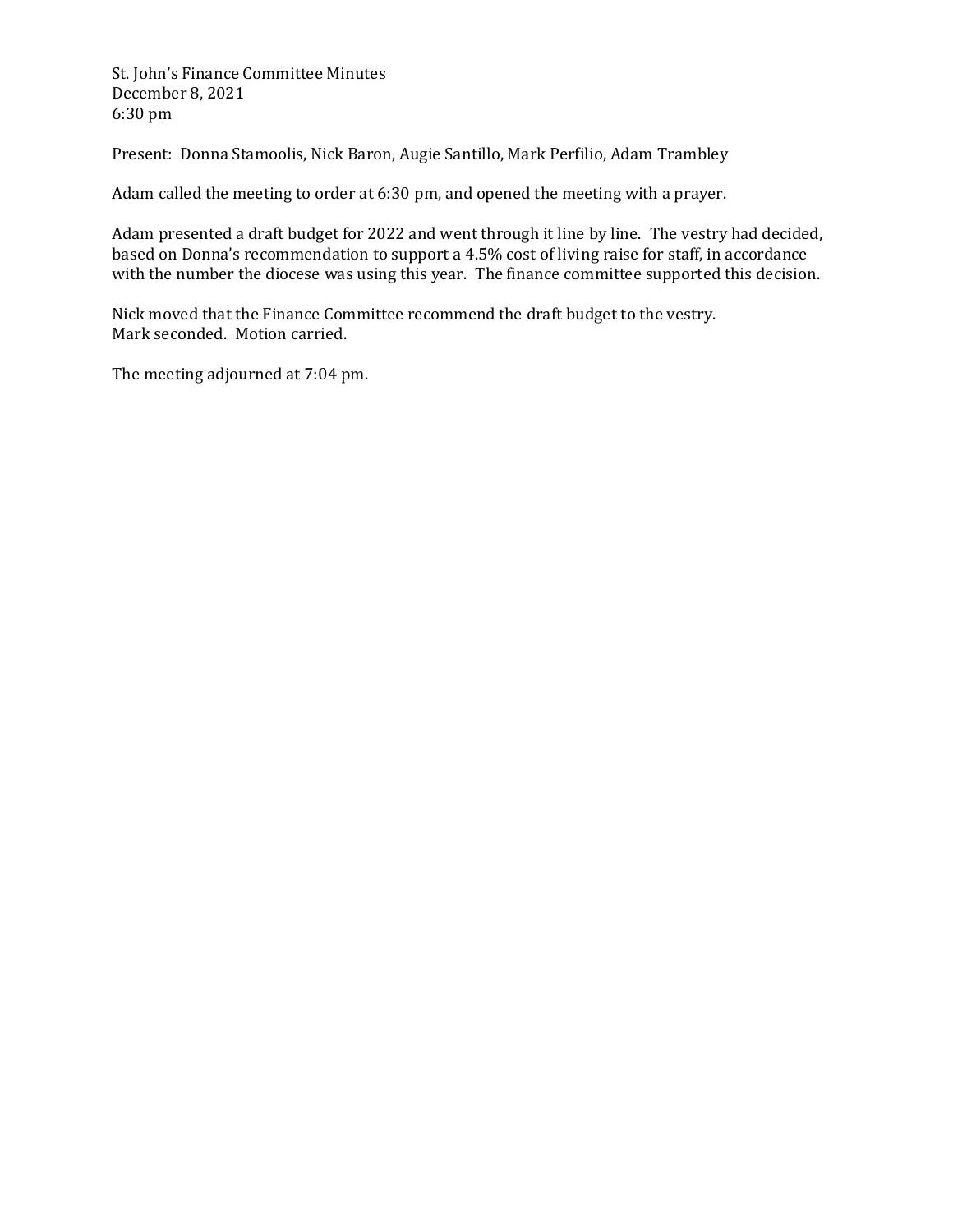St. John's Finance Committee Minutes
December 8, 2021
6:30 pm

Present: Donna Stamoolis, Nick Baron, Augie Santillo, Mark Perfilio, Adam Trambley

Adam called the meeting to order at 6:30 pm, and opened the meeting with a prayer.

Adam presented a draft budget for 2022 and went through it line by line. The vestry had decided, based on Donna's recommendation to support a 4.5% cost of living raise for staff, in accordance with the number the diocese was using this year. The finance committee supported this decision.

Nick moved that the Finance Committee recommend the draft budget to the vestry.
Mark seconded. Motion carried.

The meeting adjourned at 7:04 pm.